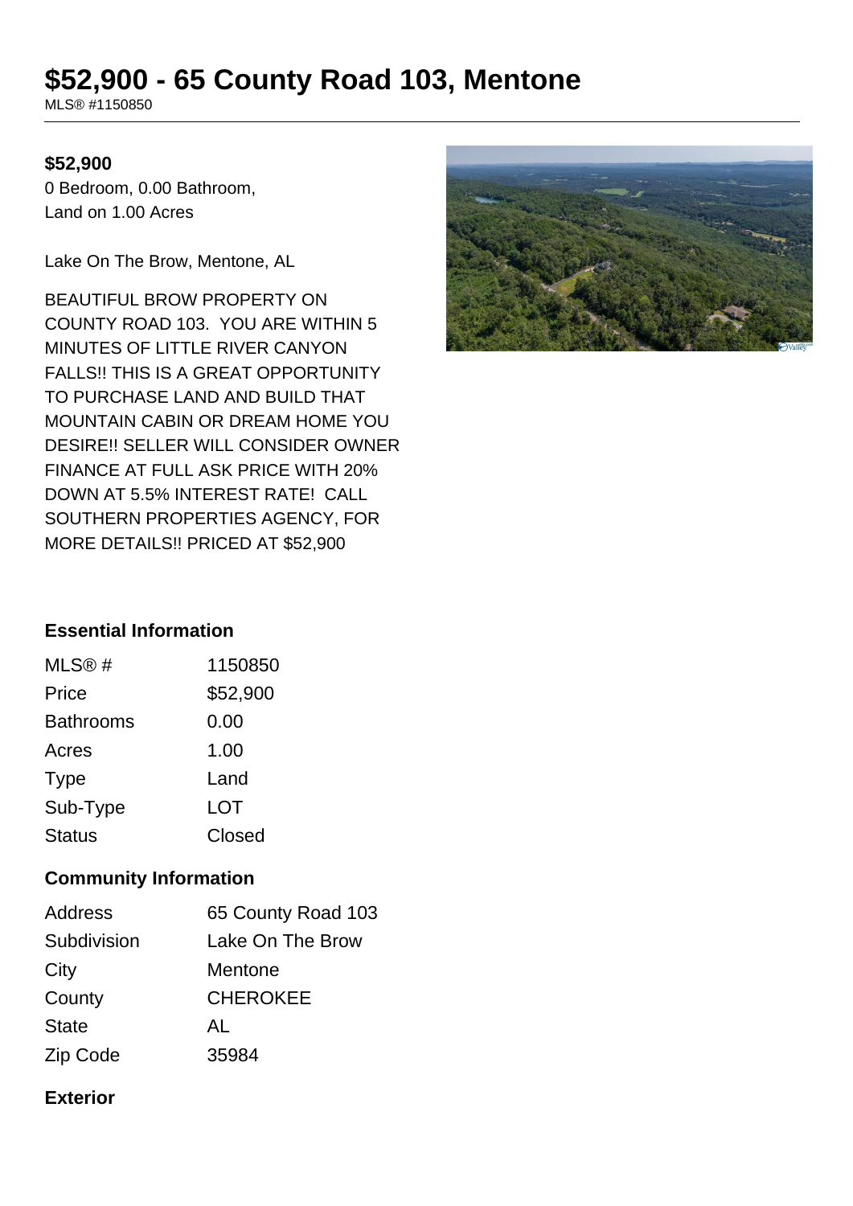# $52,900 - 65 County Road 103, Mentone

MLS® #1150850

**$52,900**

0 Bedroom, 0.00 Bathroom,
Land on 1.00 Acres

Lake On The Brow, Mentone, AL

BEAUTIFUL BROW PROPERTY ON COUNTY ROAD 103. YOU ARE WITHIN 5 MINUTES OF LITTLE RIVER CANYON FALLS!! THIS IS A GREAT OPPORTUNITY TO PURCHASE LAND AND BUILD THAT MOUNTAIN CABIN OR DREAM HOME YOU DESIRE!! SELLER WILL CONSIDER OWNER FINANCE AT FULL ASK PRICE WITH 20% DOWN AT 5.5% INTEREST RATE! CALL SOUTHERN PROPERTIES AGENCY, FOR MORE DETAILS!! PRICED AT $52,900

### Essential Information

| | |
|---|---|
| MLS® # | 1150850 |
| Price | $52,900 |
| Bathrooms | 0.00 |
| Acres | 1.00 |
| Type | Land |
| Sub-Type | LOT |
| Status | Closed |

### Community Information

| | |
|---|---|
| Address | 65 County Road 103 |
| Subdivision | Lake On The Brow |
| City | Mentone |
| County | CHEROKEE |
| State | AL |
| Zip Code | 35984 |

### Exterior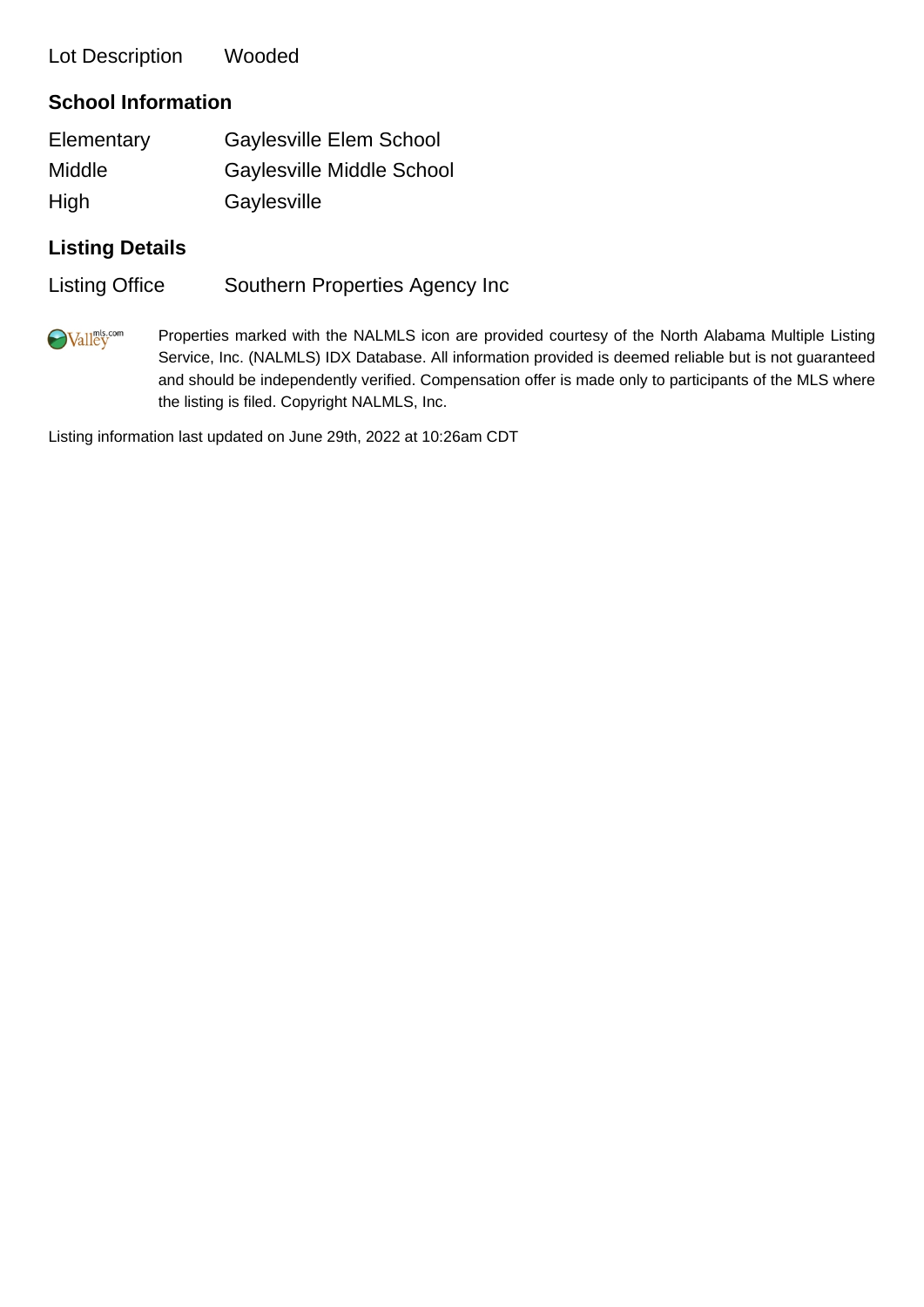Lot Description Wooded

## School Information

| | |
|---|---|
| Elementary | Gaylesville Elem School |
| Middle | Gaylesville Middle School |
| High | Gaylesville |

## Listing Details

Listing Office Southern Properties Agency Inc

Properties marked with the NALMLS icon are provided courtesy of the North Alabama Multiple Listing Service, Inc. (NALMLS) IDX Database. All information provided is deemed reliable but is not guaranteed and should be independently verified. Compensation offer is made only to participants of the MLS where the listing is filed. Copyright NALMLS, Inc.

Listing information last updated on June 29th, 2022 at 10:26am CDT